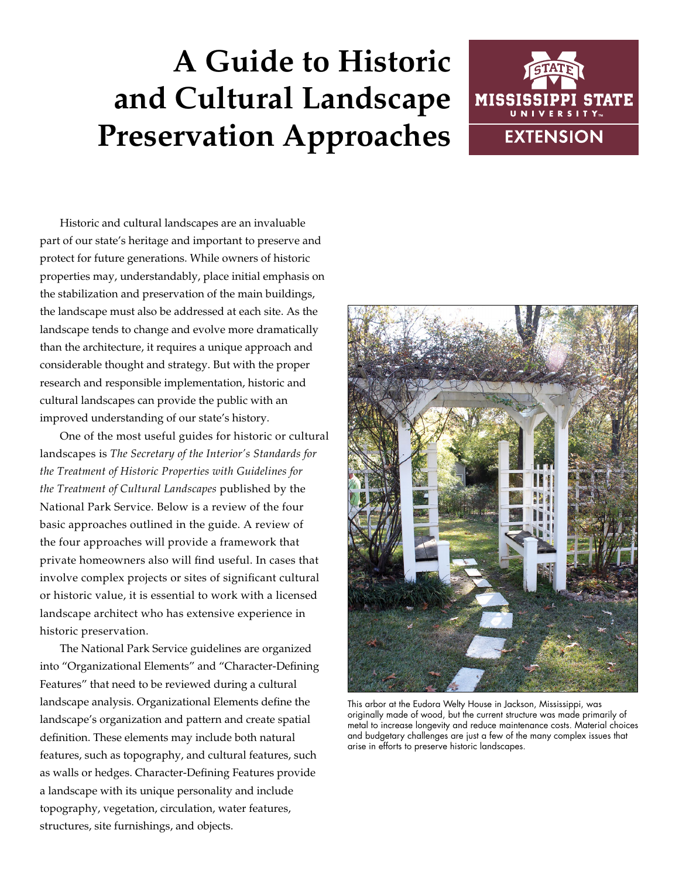# A Guide to Historic and Cultural Landscape Preservation Approaches

Historic and cultural landscapes are an invaluable part of our state's heritage and important to preserve and protect for future generations. While owners of historic properties may, understandably, place initial emphasis on the stabilization and preservation of the main buildings, the landscape must also be addressed at each site. As the landscape tends to change and evolve more dramatically than the architecture, it requires a unique approach and considerable thought and strategy. But with the proper research and responsible implementation, historic and cultural landscapes can provide the public with an improved understanding of our state's history.

One of the most useful guides for historic or cultural landscapes is *The Secretary of the Interior's Standards for the Treatment of Historic Properties with Guidelines for the Treatment of Cultural Landscapes* published by the National Park Service. Below is a review of the four basic approaches outlined in the guide. A review of the four approaches will provide a framework that private homeowners also will find useful. In cases that involve complex projects or sites of significant cultural or historic value, it is essential to work with a licensed landscape architect who has extensive experience in historic preservation.

The National Park Service guidelines are organized into "Organizational Elements" and "Character-Defining Features" that need to be reviewed during a cultural landscape analysis. Organizational Elements define the landscape's organization and pattern and create spatial definition. These elements may include both natural features, such as topography, and cultural features, such as walls or hedges. Character-Defining Features provide a landscape with its unique personality and include topography, vegetation, circulation, water features, structures, site furnishings, and objects.

This arbor at the Eudora Welty House in Jackson, Mississippi, was originally made of wood, but the current structure was made primarily of metal to increase longevity and reduce maintenance costs. Material choices and budgetary challenges are just a few of the many complex issues that arise in efforts to preserve historic landscapes.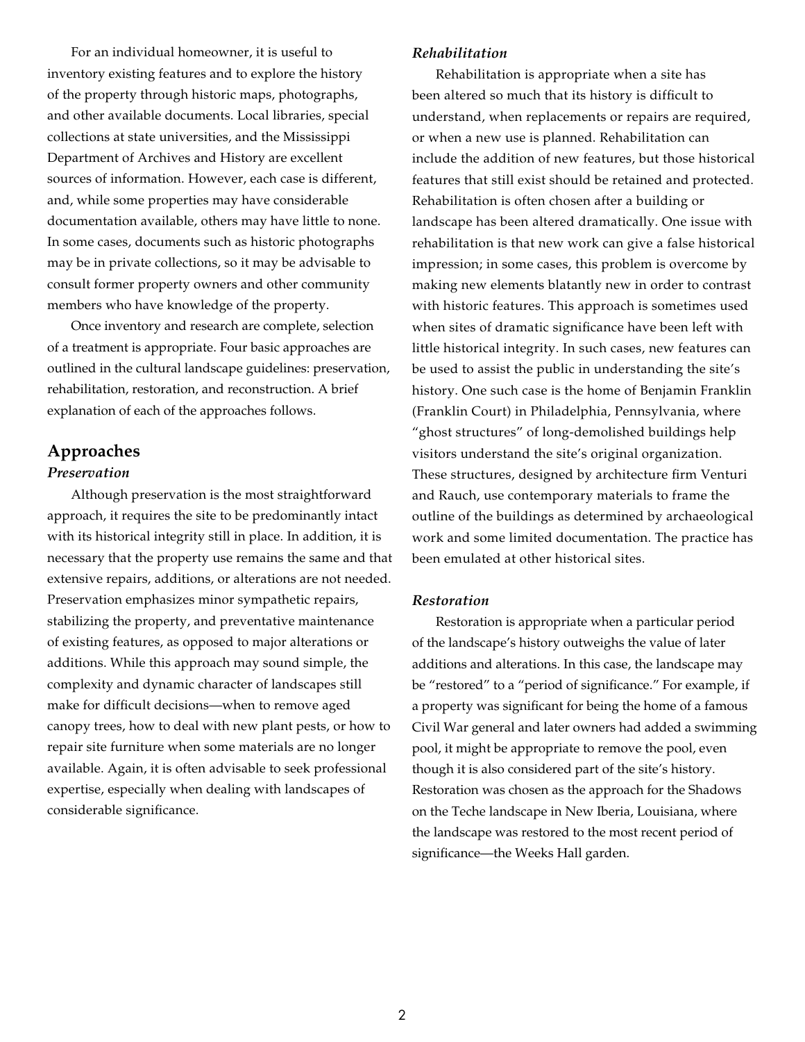For an individual homeowner, it is useful to inventory existing features and to explore the history of the property through historic maps, photographs, and other available documents. Local libraries, special collections at state universities, and the Mississippi Department of Archives and History are excellent sources of information. However, each case is different, and, while some properties may have considerable documentation available, others may have little to none. In some cases, documents such as historic photographs may be in private collections, so it may be advisable to consult former property owners and other community members who have knowledge of the property.

Once inventory and research are complete, selection of a treatment is appropriate. Four basic approaches are outlined in the cultural landscape guidelines: preservation, rehabilitation, restoration, and reconstruction. A brief explanation of each of the approaches follows.

## Approaches

### *Preservation*

Although preservation is the most straightforward approach, it requires the site to be predominantly intact with its historical integrity still in place. In addition, it is necessary that the property use remains the same and that extensive repairs, additions, or alterations are not needed. Preservation emphasizes minor sympathetic repairs, stabilizing the property, and preventative maintenance of existing features, as opposed to major alterations or additions. While this approach may sound simple, the complexity and dynamic character of landscapes still make for difficult decisions—when to remove aged canopy trees, how to deal with new plant pests, or how to repair site furniture when some materials are no longer available. Again, it is often advisable to seek professional expertise, especially when dealing with landscapes of considerable significance.

### *Rehabilitation*

Rehabilitation is appropriate when a site has been altered so much that its history is difficult to understand, when replacements or repairs are required, or when a new use is planned. Rehabilitation can include the addition of new features, but those historical features that still exist should be retained and protected. Rehabilitation is often chosen after a building or landscape has been altered dramatically. One issue with rehabilitation is that new work can give a false historical impression; in some cases, this problem is overcome by making new elements blatantly new in order to contrast with historic features. This approach is sometimes used when sites of dramatic significance have been left with little historical integrity. In such cases, new features can be used to assist the public in understanding the site's history. One such case is the home of Benjamin Franklin (Franklin Court) in Philadelphia, Pennsylvania, where "ghost structures" of long-demolished buildings help visitors understand the site's original organization. These structures, designed by architecture firm Venturi and Rauch, use contemporary materials to frame the outline of the buildings as determined by archaeological work and some limited documentation. The practice has been emulated at other historical sites.

### *Restoration*

Restoration is appropriate when a particular period of the landscape's history outweighs the value of later additions and alterations. In this case, the landscape may be "restored" to a "period of significance." For example, if a property was significant for being the home of a famous Civil War general and later owners had added a swimming pool, it might be appropriate to remove the pool, even though it is also considered part of the site's history. Restoration was chosen as the approach for the Shadows on the Teche landscape in New Iberia, Louisiana, where the landscape was restored to the most recent period of significance—the Weeks Hall garden.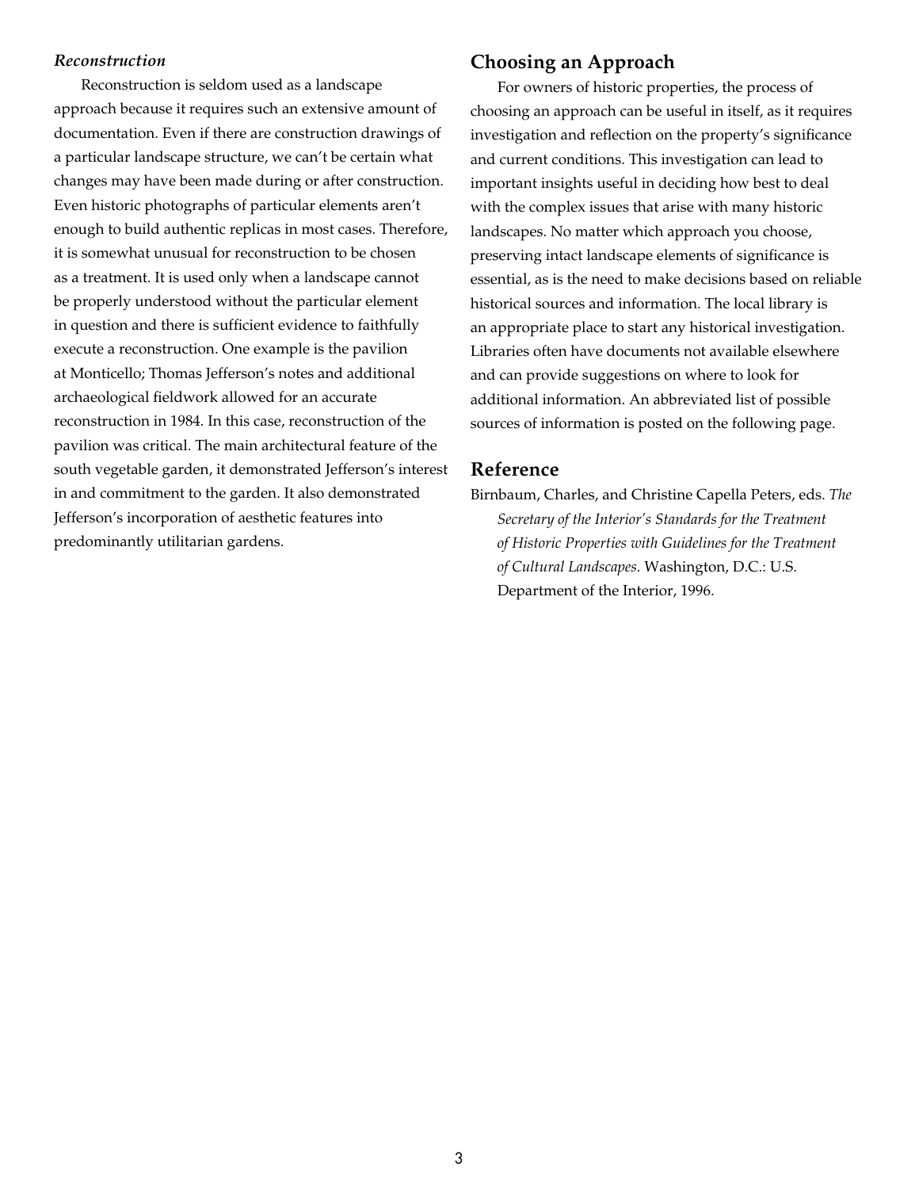*Reconstruction*

Reconstruction is seldom used as a landscape approach because it requires such an extensive amount of documentation. Even if there are construction drawings of a particular landscape structure, we can't be certain what changes may have been made during or after construction. Even historic photographs of particular elements aren't enough to build authentic replicas in most cases. Therefore, it is somewhat unusual for reconstruction to be chosen as a treatment. It is used only when a landscape cannot be properly understood without the particular element in question and there is sufficient evidence to faithfully execute a reconstruction. One example is the pavilion at Monticello; Thomas Jefferson's notes and additional archaeological fieldwork allowed for an accurate reconstruction in 1984. In this case, reconstruction of the pavilion was critical. The main architectural feature of the south vegetable garden, it demonstrated Jefferson's interest in and commitment to the garden. It also demonstrated Jefferson's incorporation of aesthetic features into predominantly utilitarian gardens.

## Choosing an Approach

For owners of historic properties, the process of choosing an approach can be useful in itself, as it requires investigation and reflection on the property's significance and current conditions. This investigation can lead to important insights useful in deciding how best to deal with the complex issues that arise with many historic landscapes. No matter which approach you choose, preserving intact landscape elements of significance is essential, as is the need to make decisions based on reliable historical sources and information. The local library is an appropriate place to start any historical investigation. Libraries often have documents not available elsewhere and can provide suggestions on where to look for additional information. An abbreviated list of possible sources of information is posted on the following page.

## Reference

Birnbaum, Charles, and Christine Capella Peters, eds. *The Secretary of the Interior's Standards for the Treatment of Historic Properties with Guidelines for the Treatment of Cultural Landscapes*. Washington, D.C.: U.S. Department of the Interior, 1996.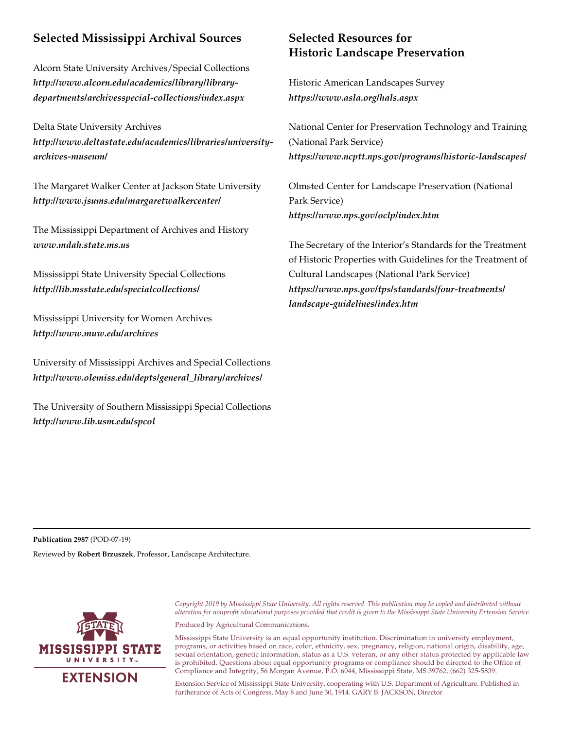## Selected Mississippi Archival Sources

Alcorn State University Archives/Special Collections
***http://www.alcorn.edu/academics/library/library-departments/archivesspecial-collections/index.aspx***

Delta State University Archives
***http://www.deltastate.edu/academics/libraries/university-archives-museum/***

The Margaret Walker Center at Jackson State University
***http://www.jsums.edu/margaretwalkercenter/***

The Mississippi Department of Archives and History
***www.mdah.state.ms.us***

Mississippi State University Special Collections
***http://lib.msstate.edu/specialcollections/***

Mississippi University for Women Archives
***http://www.muw.edu/archives***

University of Mississippi Archives and Special Collections
***http://www.olemiss.edu/depts/general_library/archives/***

The University of Southern Mississippi Special Collections
***http://www.lib.usm.edu/spcol***

## Selected Resources for Historic Landscape Preservation

Historic American Landscapes Survey
***https://www.asla.org/hals.aspx***

National Center for Preservation Technology and Training (National Park Service)
***https://www.ncptt.nps.gov/programs/historic-landscapes/***

Olmsted Center for Landscape Preservation (National Park Service)
***https://www.nps.gov/oclp/index.htm***

The Secretary of the Interior's Standards for the Treatment of Historic Properties with Guidelines for the Treatment of Cultural Landscapes (National Park Service)
***https://www.nps.gov/tps/standards/four-treatments/landscape-guidelines/index.htm***

---

**Publication 2987** (POD-07-19)

Reviewed by **Robert Brzuszek**, Professor, Landscape Architecture.

*Copyright 2019 by Mississippi State University. All rights reserved. This publication may be copied and distributed without alteration for nonprofit educational purposes provided that credit is given to the Mississippi State University Extension Service.*

Produced by Agricultural Communications.

Mississippi State University is an equal opportunity institution. Discrimination in university employment, programs, or activities based on race, color, ethnicity, sex, pregnancy, religion, national origin, disability, age, sexual orientation, genetic information, status as a U.S. veteran, or any other status protected by applicable law is prohibited. Questions about equal opportunity programs or compliance should be directed to the Office of Compliance and Integrity, 56 Morgan Avenue, P.O. 6044, Mississippi State, MS 39762, (662) 325-5839.

Extension Service of Mississippi State University, cooperating with U.S. Department of Agriculture. Published in furtherance of Acts of Congress, May 8 and June 30, 1914. GARY B. JACKSON, Director